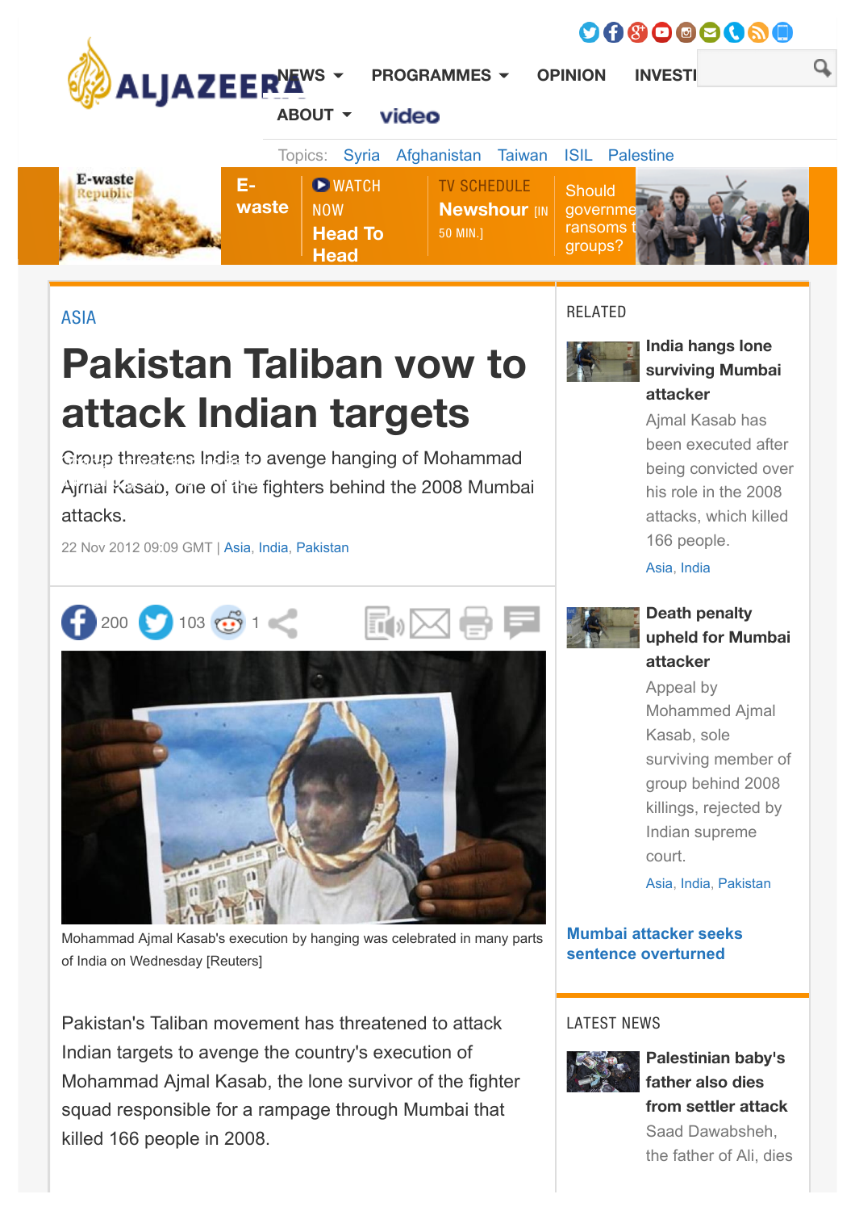ASIA

# Pakistan Taliban vow to attack Indian targets

Group threatens India to avenge hanging of Mohammad Ajmal Kasab, one of the fighters behind the 2008 Mumbai attacks.

22 Nov 2012 09:09 GMT | Asia, India, Pakistan

Mohammad Ajmal Kasab's execution by hanging was celebrated in many parts of India on Wednesday [Reuters]

Pakistan's Taliban movement has threatened to attack Indian targets to avenge the country's execution of Mohammad Ajmal Kasab, the lone survivor of the fighter squad responsible for a rampage through Mumbai that killed 166 people in 2008.

## RELATED

**India hangs lone surviving Mumbai attacker**

Ajmal Kasab has been executed after being convicted over his role in the 2008 attacks, which killed 166 people.

Asia, India

**Death penalty upheld for Mumbai attacker**

Appeal by Mohammed Ajmal Kasab, sole surviving member of group behind 2008 killings, rejected by Indian supreme court.

Asia, India, Pakistan

**Mumbai attacker seeks sentence overturned**

## LATEST NEWS

**Palestinian baby's father also dies from settler attack**

Saad Dawabsheh, the father of Ali, dies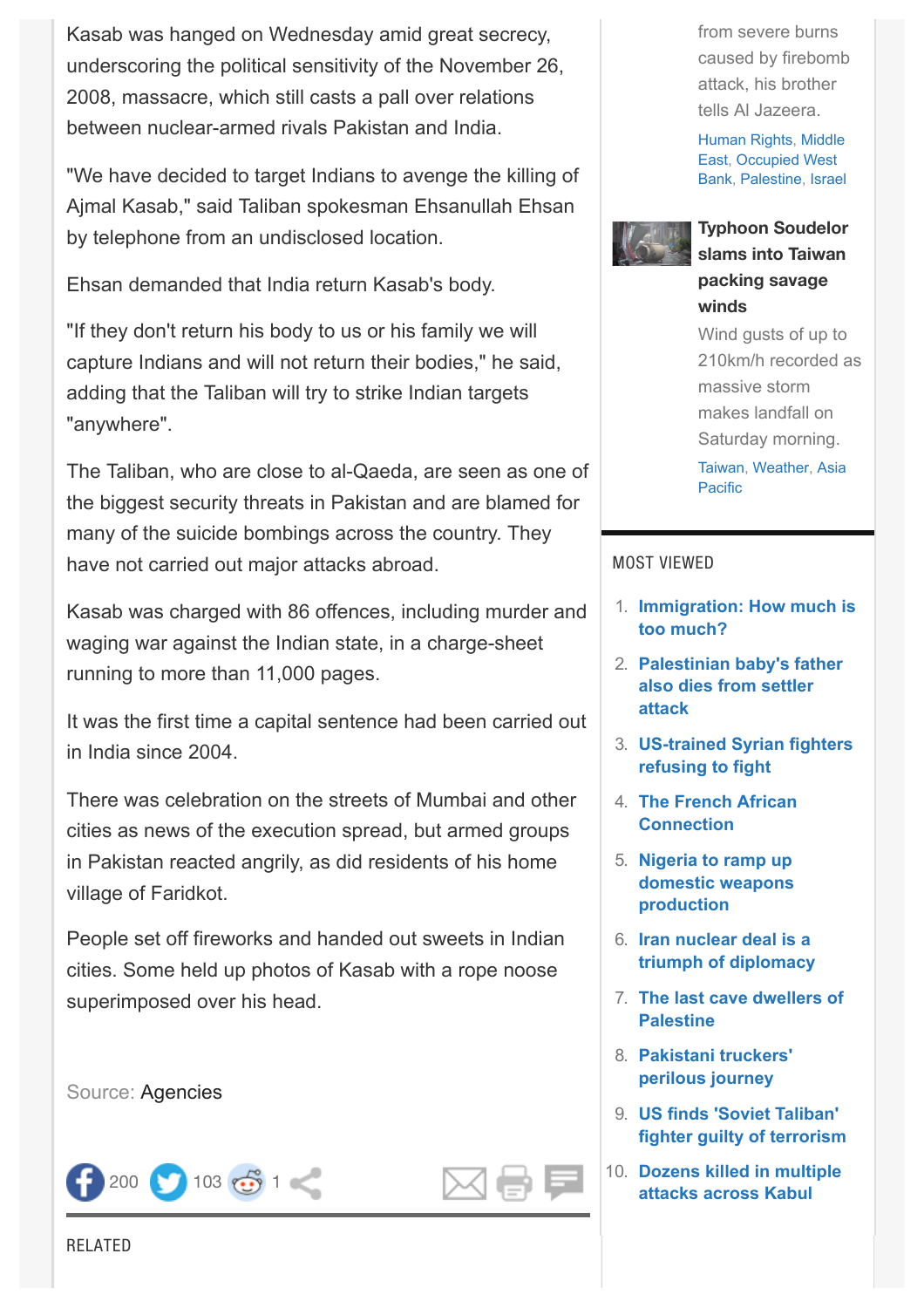Kasab was hanged on Wednesday amid great secrecy, underscoring the political sensitivity of the November 26, 2008, massacre, which still casts a pall over relations between nuclear-armed rivals Pakistan and India.

"We have decided to target Indians to avenge the killing of Ajmal Kasab," said Taliban spokesman Ehsanullah Ehsan by telephone from an undisclosed location.

Ehsan demanded that India return Kasab's body.

"If they don't return his body to us or his family we will capture Indians and will not return their bodies," he said, adding that the Taliban will try to strike Indian targets "anywhere".

The Taliban, who are close to al-Qaeda, are seen as one of the biggest security threats in Pakistan and are blamed for many of the suicide bombings across the country. They have not carried out major attacks abroad.

Kasab was charged with 86 offences, including murder and waging war against the Indian state, in a charge-sheet running to more than 11,000 pages.

It was the first time a capital sentence had been carried out in India since 2004.

There was celebration on the streets of Mumbai and other cities as news of the execution spread, but armed groups in Pakistan reacted angrily, as did residents of his home village of Faridkot.

People set off fireworks and handed out sweets in Indian cities. Some held up photos of Kasab with a rope noose superimposed over his head.

Source: Agencies

200 103 1

RELATED

from severe burns caused by firebomb attack, his brother tells Al Jazeera.

Human Rights, Middle East, Occupied West Bank, Palestine, Israel

**Typhoon Soudelor slams into Taiwan packing savage winds**

Wind gusts of up to 210km/h recorded as massive storm makes landfall on Saturday morning.

Taiwan, Weather, Asia Pacific

MOST VIEWED

1. **Immigration: How much is too much?**
2. **Palestinian baby's father also dies from settler attack**
3. **US-trained Syrian fighters refusing to fight**
4. **The French African Connection**
5. **Nigeria to ramp up domestic weapons production**
6. **Iran nuclear deal is a triumph of diplomacy**
7. **The last cave dwellers of Palestine**
8. **Pakistani truckers' perilous journey**
9. **US finds 'Soviet Taliban' fighter guilty of terrorism**
10. **Dozens killed in multiple attacks across Kabul**